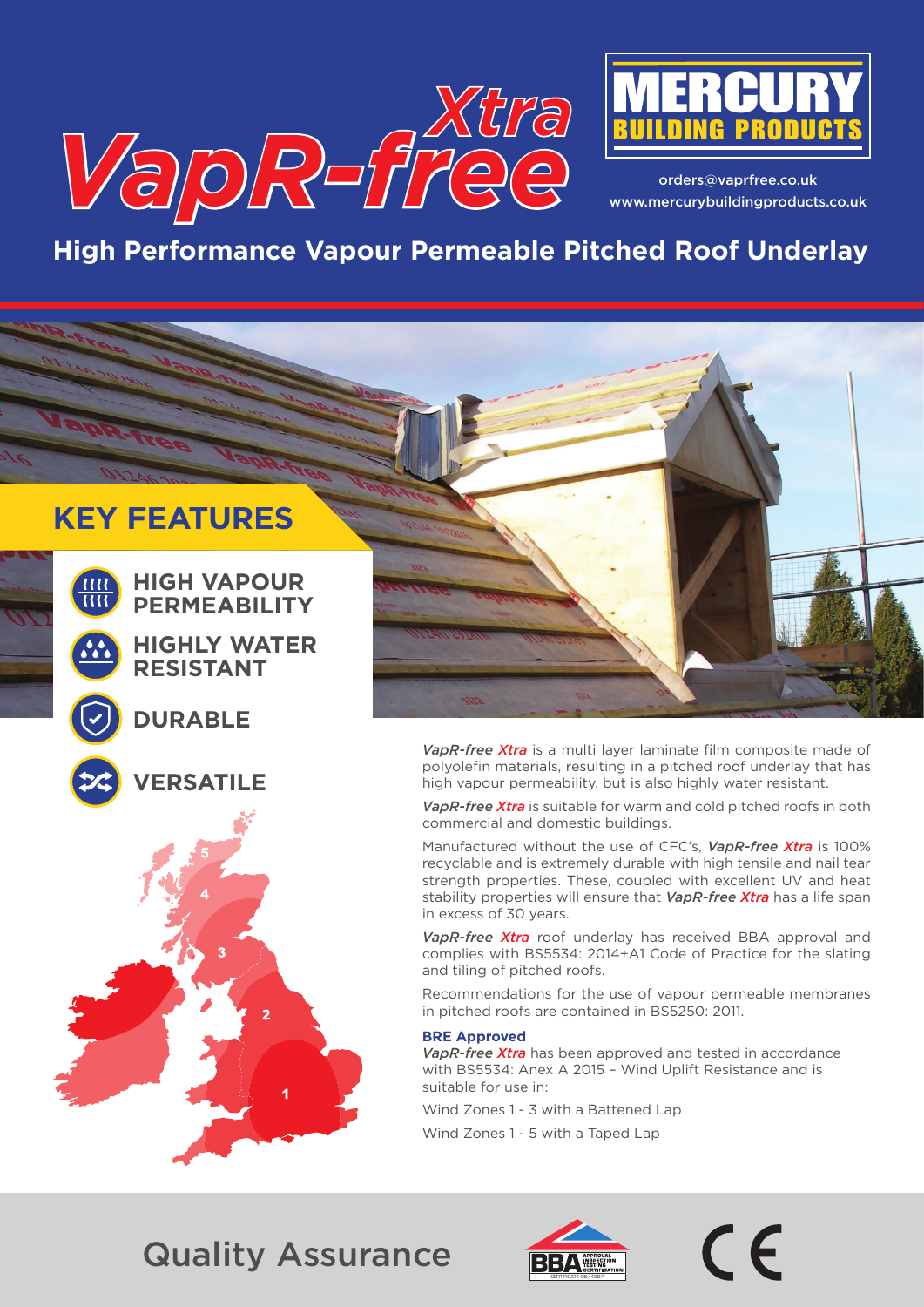# VapR-free Xtra

**MERCURY BUILDING PRODUCTS**

orders@vaprfree.co.uk
www.mercurybuildingproducts.co.uk

## High Performance Vapour Permeable Pitched Roof Underlay

## KEY FEATURES

- **HIGH VAPOUR PERMEABILITY**
- **HIGHLY WATER RESISTANT**
- **DURABLE**
- **VERSATILE**

***VapR-free Xtra*** is a multi layer laminate film composite made of polyolefin materials, resulting in a pitched roof underlay that has high vapour permeability, but is also highly water resistant.

***VapR-free Xtra*** is suitable for warm and cold pitched roofs in both commercial and domestic buildings.

Manufactured without the use of CFC's, ***VapR-free Xtra*** is 100% recyclable and is extremely durable with high tensile and nail tear strength properties. These, coupled with excellent UV and heat stability properties will ensure that ***VapR-free Xtra*** has a life span in excess of 30 years.

***VapR-free Xtra*** roof underlay has received BBA approval and complies with BS5534: 2014+A1 Code of Practice for the slating and tiling of pitched roofs.

Recommendations for the use of vapour permeable membranes in pitched roofs are contained in BS5250: 2011.

**BRE Approved**

***VapR-free Xtra*** has been approved and tested in accordance with BS5534: Anex A 2015 – Wind Uplift Resistance and is suitable for use in:

Wind Zones 1 - 3 with a Battened Lap

Wind Zones 1 - 5 with a Taped Lap

## Quality Assurance

BBA APPROVAL INSPECTION TESTING CERTIFICATION
CERTIFICATE 08/4587

CE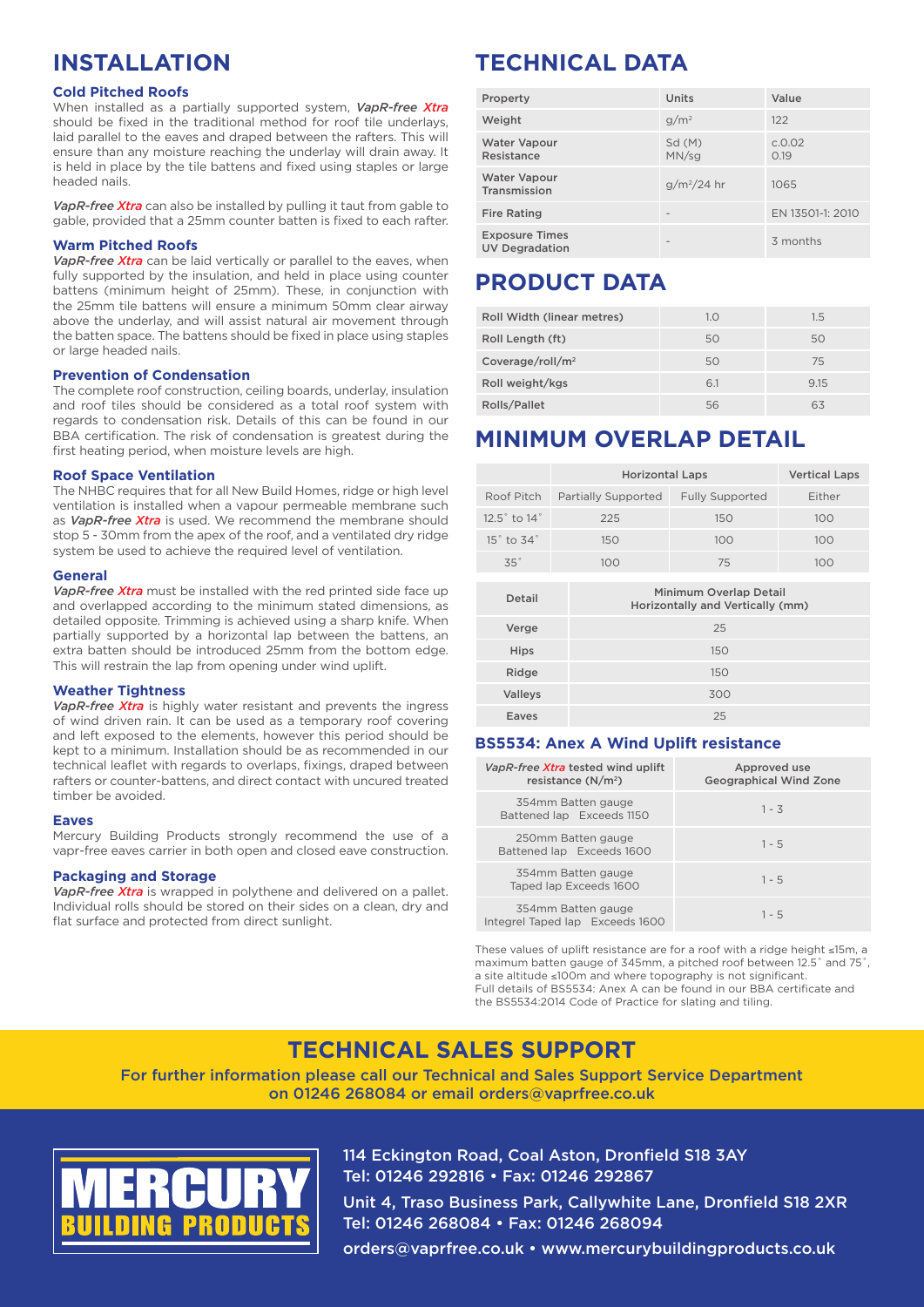## INSTALLATION

### Cold Pitched Roofs

When installed as a partially supported system, *VapR-free Xtra* should be fixed in the traditional method for roof tile underlays, laid parallel to the eaves and draped between the rafters. This will ensure than any moisture reaching the underlay will drain away. It is held in place by the tile battens and fixed using staples or large headed nails.

*VapR-free Xtra* can also be installed by pulling it taut from gable to gable, provided that a 25mm counter batten is fixed to each rafter.

### Warm Pitched Roofs

*VapR-free Xtra* can be laid vertically or parallel to the eaves, when fully supported by the insulation, and held in place using counter battens (minimum height of 25mm). These, in conjunction with the 25mm tile battens will ensure a minimum 50mm clear airway above the underlay, and will assist natural air movement through the batten space. The battens should be fixed in place using staples or large headed nails.

### Prevention of Condensation

The complete roof construction, ceiling boards, underlay, insulation and roof tiles should be considered as a total roof system with regards to condensation risk. Details of this can be found in our BBA certification. The risk of condensation is greatest during the first heating period, when moisture levels are high.

### Roof Space Ventilation

The NHBC requires that for all New Build Homes, ridge or high level ventilation is installed when a vapour permeable membrane such as *VapR-free Xtra* is used. We recommend the membrane should stop 5 - 30mm from the apex of the roof, and a ventilated dry ridge system be used to achieve the required level of ventilation.

### General

*VapR-free Xtra* must be installed with the red printed side face up and overlapped according to the minimum stated dimensions, as detailed opposite. Trimming is achieved using a sharp knife. When partially supported by a horizontal lap between the battens, an extra batten should be introduced 25mm from the bottom edge. This will restrain the lap from opening under wind uplift.

### Weather Tightness

*VapR-free Xtra* is highly water resistant and prevents the ingress of wind driven rain. It can be used as a temporary roof covering and left exposed to the elements, however this period should be kept to a minimum. Installation should be as recommended in our technical leaflet with regards to overlaps, fixings, draped between rafters or counter-battens, and direct contact with uncured treated timber be avoided.

### Eaves

Mercury Building Products strongly recommend the use of a vapr-free eaves carrier in both open and closed eave construction.

### Packaging and Storage

*VapR-free Xtra* is wrapped in polythene and delivered on a pallet. Individual rolls should be stored on their sides on a clean, dry and flat surface and protected from direct sunlight.

## TECHNICAL DATA

| Property | Units | Value |
|---|---|---|
| Weight | $g/m^2$ | 122 |
| Water Vapour Resistance | Sd (M)<br>MN/sg | c.0.02<br>0.19 |
| Water Vapour Transmission | $g/m^2/24$ hr | 1065 |
| Fire Rating | - | EN 13501-1: 2010 |
| Exposure Times UV Degradation | - | 3 months |

## PRODUCT DATA

| | | |
|---|---|---|
| Roll Width (linear metres) | 1.0 | 1.5 |
| Roll Length (ft) | 50 | 50 |
| Coverage/roll/$m^2$ | 50 | 75 |
| Roll weight/kgs | 6.1 | 9.15 |
| Rolls/Pallet | 56 | 63 |

## MINIMUM OVERLAP DETAIL

| | Horizontal Laps | | Vertical Laps |
|---|---|---|---|
| Roof Pitch | Partially Supported | Fully Supported | Either |
| 12.5˚ to 14˚ | 225 | 150 | 100 |
| 15˚ to 34˚ | 150 | 100 | 100 |
| 35˚ | 100 | 75 | 100 |

| Detail | Minimum Overlap Detail Horizontally and Vertically (mm) |
|---|---|
| Verge | 25 |
| Hips | 150 |
| Ridge | 150 |
| Valleys | 300 |
| Eaves | 25 |

### BS5534: Anex A Wind Uplift resistance

| *VapR-free Xtra* tested wind uplift resistance ($N/m^2$) | Approved use Geographical Wind Zone |
|---|---|
| 354mm Batten gauge Battened lap Exceeds 1150 | 1 - 3 |
| 250mm Batten gauge Battened lap Exceeds 1600 | 1 - 5 |
| 354mm Batten gauge Taped lap Exceeds 1600 | 1 - 5 |
| 354mm Batten gauge Integrel Taped lap Exceeds 1600 | 1 - 5 |

These values of uplift resistance are for a roof with a ridge height ≤15m, a maximum batten gauge of 345mm, a pitched roof between 12.5˚ and 75˚, a site altitude ≤100m and where topography is not significant. Full details of BS5534: Anex A can be found in our BBA certificate and the BS5534:2014 Code of Practice for slating and tiling.

## TECHNICAL SALES SUPPORT

For further information please call our Technical and Sales Support Service Department on 01246 268084 or email orders@vaprfree.co.uk

MERCURY BUILDING PRODUCTS

114 Eckington Road, Coal Aston, Dronfield S18 3AY
Tel: 01246 292816 • Fax: 01246 292867

Unit 4, Traso Business Park, Callywhite Lane, Dronfield S18 2XR
Tel: 01246 268084 • Fax: 01246 268094

orders@vaprfree.co.uk • www.mercurybuildingproducts.co.uk